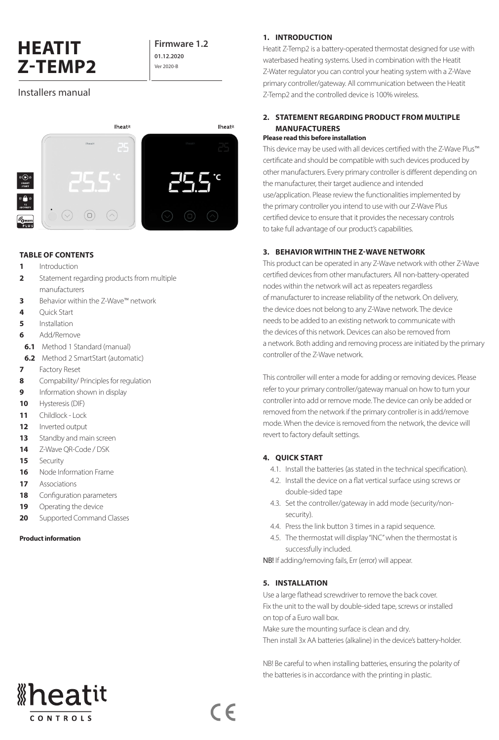# HEATIT Z-TEMP2

**Firmware 1.2**
**01.12.2020**
Ver 2020-B

Installers manual

### TABLE OF CONTENTS

**1** Introduction
**2** Statement regarding products from multiple manufacturers
**3** Behavior within the Z-Wave™ network
**4** Quick Start
**5** Installation
**6** Add/Remove
**6.1** Method 1 Standard (manual)
**6.2** Method 2 SmartStart (automatic)
**7** Factory Reset
**8** Compability/ Principles for regulation
**9** Information shown in display
**10** Hysteresis (DIF)
**11** Childlock - Lock
**12** Inverted output
**13** Standby and main screen
**14** Z-Wave QR-Code / DSK
**15** Security
**16** Node Information Frame
**17** Associations
**18** Configuration parameters
**19** Operating the device
**20** Supported Command Classes

**Product information**

## 1. INTRODUCTION

Heatit Z-Temp2 is a battery-operated thermostat designed for use with waterbased heating systems. Used in combination with the Heatit Z-Water regulator you can control your heating system with a Z-Wave primary controller/gateway. All communication between the Heatit Z-Temp2 and the controlled device is 100% wireless.

## 2. STATEMENT REGARDING PRODUCT FROM MULTIPLE MANUFACTURERS

**Please read this before installation**

This device may be used with all devices certified with the Z-Wave Plus™ certificate and should be compatible with such devices produced by other manufacturers. Every primary controller is different depending on the manufacturer, their target audience and intended use/application. Please review the functionalities implemented by the primary controller you intend to use with our Z-Wave Plus certified device to ensure that it provides the necessary controls to take full advantage of our product's capabilities.

## 3. BEHAVIOR WITHIN THE Z-WAVE NETWORK

This product can be operated in any Z-Wave network with other Z-Wave certified devices from other manufacturers. All non-battery-operated nodes within the network will act as repeaters regardless of manufacturer to increase reliability of the network. On delivery, the device does not belong to any Z-Wave network. The device needs to be added to an existing network to communicate with the devices of this network. Devices can also be removed from a network. Both adding and removing process are initiated by the primary controller of the Z-Wave network.

This controller will enter a mode for adding or removing devices. Please refer to your primary controller/gateway manual on how to turn your controller into add or remove mode. The device can only be added or removed from the network if the primary controller is in add/remove mode. When the device is removed from the network, the device will revert to factory default settings.

## 4. QUICK START

4.1. Install the batteries (as stated in the technical specification).
4.2. Install the device on a flat vertical surface using screws or double-sided tape
4.3. Set the controller/gateway in add mode (security/non-security).
4.4. Press the link button 3 times in a rapid sequence.
4.5. The thermostat will display "INC" when the thermostat is successfully included.

NB! If adding/removing fails, Err (error) will appear.

## 5. INSTALLATION

Use a large flathead screwdriver to remove the back cover.
Fix the unit to the wall by double-sided tape, screws or installed on top of a Euro wall box.
Make sure the mounting surface is clean and dry.
Then install 3x AA batteries (alkaline) in the device's battery-holder.

NB! Be careful to when installing batteries, ensuring the polarity of the batteries is in accordance with the printing in plastic.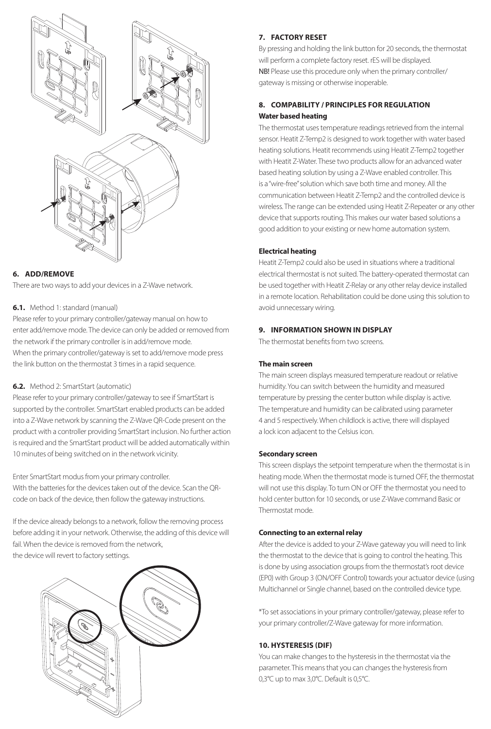## 6. ADD/REMOVE

There are two ways to add your devices in a Z-Wave network.

**6.1.** Method 1: standard (manual)

Please refer to your primary controller/gateway manual on how to enter add/remove mode. The device can only be added or removed from the network if the primary controller is in add/remove mode.
When the primary controller/gateway is set to add/remove mode press the link button on the thermostat 3 times in a rapid sequence.

**6.2.** Method 2: SmartStart (automatic)

Please refer to your primary controller/gateway to see if SmartStart is supported by the controller. SmartStart enabled products can be added into a Z-Wave network by scanning the Z-Wave QR-Code present on the product with a controller providing SmartStart inclusion. No further action is required and the SmartStart product will be added automatically within 10 minutes of being switched on in the network vicinity.

Enter SmartStart modus from your primary controller.
With the batteries for the devices taken out of the device. Scan the QR-code on back of the device, then follow the gateway instructions.

If the device already belongs to a network, follow the removing process before adding it in your network. Otherwise, the adding of this device will fail. When the device is removed from the network, the device will revert to factory settings.

## 7. FACTORY RESET

By pressing and holding the link button for 20 seconds, the thermostat will perform a complete factory reset. rES will be displayed.
NB! Please use this procedure only when the primary controller/ gateway is missing or otherwise inoperable.

## 8. COMPABILITY / PRINCIPLES FOR REGULATION

**Water based heating**

The thermostat uses temperature readings retrieved from the internal sensor. Heatit Z-Temp2 is designed to work together with water based heating solutions. Heatit recommends using Heatit Z-Temp2 together with Heatit Z-Water. These two products allow for an advanced water based heating solution by using a Z-Wave enabled controller. This is a "wire-free" solution which save both time and money. All the communication between Heatit Z-Temp2 and the controlled device is wireless. The range can be extended using Heatit Z-Repeater or any other device that supports routing. This makes our water based solutions a good addition to your existing or new home automation system.

**Electrical heating**

Heatit Z-Temp2 could also be used in situations where a traditional electrical thermostat is not suited. The battery-operated thermostat can be used together with Heatit Z-Relay or any other relay device installed in a remote location. Rehabilitation could be done using this solution to avoid unnecessary wiring.

## 9. INFORMATION SHOWN IN DISPLAY

The thermostat benefits from two screens.

**The main screen**

The main screen displays measured temperature readout or relative humidity. You can switch between the humidity and measured temperature by pressing the center button while display is active. The temperature and humidity can be calibrated using parameter 4 and 5 respectively. When childlock is active, there will displayed a lock icon adjacent to the Celsius icon.

**Secondary screen**

This screen displays the setpoint temperature when the thermostat is in heating mode. When the thermostat mode is turned OFF, the thermostat will not use this display. To turn ON or OFF the thermostat you need to hold center button for 10 seconds, or use Z-Wave command Basic or Thermostat mode.

**Connecting to an external relay**

After the device is added to your Z-Wave gateway you will need to link the thermostat to the device that is going to control the heating. This is done by using association groups from the thermostat's root device (EP0) with Group 3 (ON/OFF Control) towards your actuator device (using Multichannel or Single channel, based on the controlled device type.

*To set associations in your primary controller/gateway, please refer to your primary controller/Z-Wave gateway for more information.

## 10. HYSTERESIS (DIF)

You can make changes to the hysteresis in the thermostat via the parameter. This means that you can changes the hysteresis from 0,3°C up to max 3,0°C. Default is 0,5°C.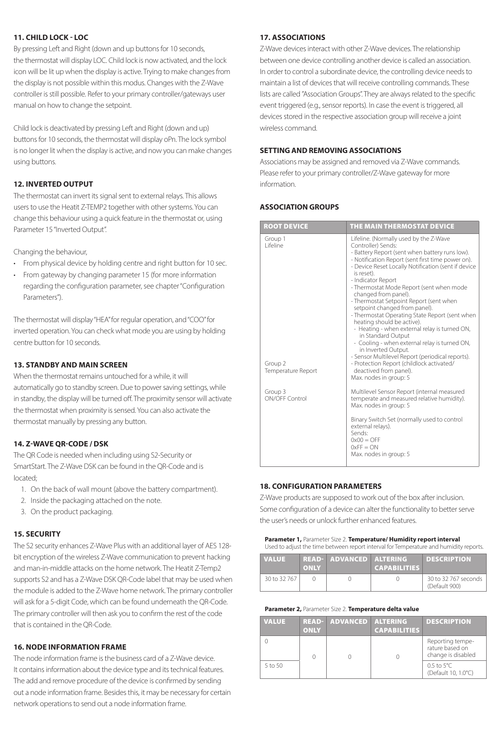### 11. CHILD LOCK - LOC

By pressing Left and Right (down and up buttons for 10 seconds, the thermostat will display LOC. Child lock is now activated, and the lock icon will be lit up when the display is active. Trying to make changes from the display is not possible within this modus. Changes with the Z-Wave controller is still possible. Refer to your primary controller/gateways user manual on how to change the setpoint.

Child lock is deactivated by pressing Left and Right (down and up) buttons for 10 seconds, the thermostat will display oPn. The lock symbol is no longer lit when the display is active, and now you can make changes using buttons.

### 12. INVERTED OUTPUT

The thermostat can invert its signal sent to external relays. This allows users to use the Heatit Z-TEMP2 together with other systems. You can change this behaviour using a quick feature in the thermostat or, using Parameter 15 "Inverted Output".

Changing the behaviour,

- From physical device by holding centre and right button for 10 sec.
- From gateway by changing parameter 15 (for more information regarding the configuration parameter, see chapter "Configuration Parameters").

The thermostat will display "HEA" for regular operation, and "COO" for inverted operation. You can check what mode you are using by holding centre button for 10 seconds.

### 13. STANDBY AND MAIN SCREEN

When the thermostat remains untouched for a while, it will automatically go to standby screen. Due to power saving settings, while in standby, the display will be turned off. The proximity sensor will activate the thermostat when proximity is sensed. You can also activate the thermostat manually by pressing any button.

### 14. Z-WAVE QR-CODE / DSK

The QR Code is needed when including using S2-Security or SmartStart. The Z-Wave DSK can be found in the QR-Code and is located;

1. On the back of wall mount (above the battery compartment).
2. Inside the packaging attached on the note.
3. On the product packaging.

### 15. SECURITY

The S2 security enhances Z-Wave Plus with an additional layer of AES 128-bit encryption of the wireless Z-Wave communication to prevent hacking and man-in-middle attacks on the home network. The Heatit Z-Temp2 supports S2 and has a Z-Wave DSK QR-Code label that may be used when the module is added to the Z-Wave home network. The primary controller will ask for a 5-digit Code, which can be found underneath the QR-Code. The primary controller will then ask you to confirm the rest of the code that is contained in the QR-Code.

### 16. NODE INFORMATION FRAME

The node information frame is the business card of a Z-Wave device. It contains information about the device type and its technical features. The add and remove procedure of the device is confirmed by sending out a node information frame. Besides this, it may be necessary for certain network operations to send out a node information frame.

### 17. ASSOCIATIONS

Z-Wave devices interact with other Z-Wave devices. The relationship between one device controlling another device is called an association. In order to control a subordinate device, the controlling device needs to maintain a list of devices that will receive controlling commands. These lists are called "Association Groups". They are always related to the specific event triggered (e.g., sensor reports). In case the event is triggered, all devices stored in the respective association group will receive a joint wireless command.

### SETTING AND REMOVING ASSOCIATIONS

Associations may be assigned and removed via Z-Wave commands. Please refer to your primary controller/Z-Wave gateway for more information.

### ASSOCIATION GROUPS

| ROOT DEVICE | THE MAIN THERMOSTAT DEVICE |
|---|---|
| Group 1<br>Lifeline | Lifeline. (Normally used by the Z-Wave Controller) Sends:<br>- Battery Report (sent when battery runs low).<br>- Notification Report (sent first time power on).<br>- Device Reset Locally Notification (sent if device is reset).<br>- Indicator Report<br>- Thermostat Mode Report (sent when mode changed from panel).<br>- Thermostat Setpoint Report (sent when setpoint changed from panel).<br>- Thermostat Operating State Report (sent when heating should be active).<br>- Heating - when external relay is turned ON, in Standard Output<br>- Cooling - when external relay is turned ON, in Inverted Output.<br>- Sensor Multilevel Report (periodical reports).<br>- Protection Report (childlock activated/ deactived from panel).<br>Max. nodes in group: 5 |
| Group 2<br>Temperature Report | Multilevel Sensor Report (internal measured temperate and measured relative humidity).<br>Max. nodes in group: 5 |
| Group 3<br>ON/OFF Control | Binary Switch Set (normally used to control external relays).<br>Sends:<br>0x00 = OFF<br>0xFF = ON<br>Max. nodes in group: 5 |

### 18. CONFIGURATION PARAMETERS

Z-Wave products are supposed to work out of the box after inclusion. Some configuration of a device can alter the functionality to better serve the user's needs or unlock further enhanced features.

**Parameter 1,** Parameter Size 2. **Temperature/ Humidity report interval**
Used to adjust the time between report interval for Temperature and humidity reports.

| VALUE | READ-ONLY | ADVANCED | ALTERING CAPABILITIES | DESCRIPTION |
|---|---|---|---|---|
| 30 to 32 767 | 0 | 0 | 0 | 30 to 32 767 seconds (Default 900) |

**Parameter 2,** Parameter Size 2. **Temperature delta value**

| VALUE | READ-ONLY | ADVANCED | ALTERING CAPABILITIES | DESCRIPTION |
|---|---|---|---|---|
| 0 | 0 | 0 | 0 | Reporting temperature based on change is disabled |
| 5 to 50 | | | | 0.5 to 5°C (Default 10, 1.0°C) |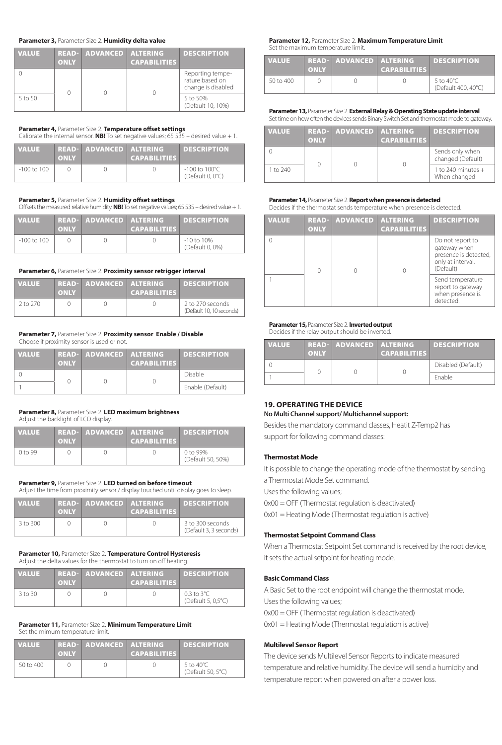**Parameter 3,** Parameter Size 2. **Humidity delta value**

| VALUE | READ-ONLY | ADVANCED | ALTERING CAPABILITIES | DESCRIPTION |
|---|---|---|---|---|
| 0 | 0 | 0 | 0 | Reporting temperature based on change is disabled |
| 5 to 50 | | | | 5 to 50% (Default 10, 10%) |

**Parameter 4,** Parameter Size 2. **Temperature offset settings**
Calibrate the internal sensor. **NB!** To set negative values; 65 535 – desired value + 1.

| VALUE | READ-ONLY | ADVANCED | ALTERING CAPABILITIES | DESCRIPTION |
|---|---|---|---|---|
| -100 to 100 | 0 | 0 | 0 | -100 to 100°C (Default 0, 0°C) |

**Parameter 5,** Parameter Size 2. **Humidity offset settings**
Offsets the measured relative humidity. **NB!** To set negative values; 65 535 – desired value + 1.

| VALUE | READ-ONLY | ADVANCED | ALTERING CAPABILITIES | DESCRIPTION |
|---|---|---|---|---|
| -100 to 100 | 0 | 0 | 0 | -10 to 10% (Default 0, 0%) |

**Parameter 6,** Parameter Size 2. **Proximity sensor retrigger interval**

| VALUE | READ-ONLY | ADVANCED | ALTERING CAPABILITIES | DESCRIPTION |
|---|---|---|---|---|
| 2 to 270 | 0 | 0 | 0 | 2 to 270 seconds (Default 10, 10 seconds) |

**Parameter 7,** Parameter Size 2. **Proximity sensor Enable / Disable**
Choose if proximity sensor is used or not.

| VALUE | READ-ONLY | ADVANCED | ALTERING CAPABILITIES | DESCRIPTION |
|---|---|---|---|---|
| 0 | 0 | 0 | 0 | Disable |
| 1 | | | | Enable (Default) |

**Parameter 8,** Parameter Size 2. **LED maximum brightness**
Adjust the backlight of LCD display.

| VALUE | READ-ONLY | ADVANCED | ALTERING CAPABILITIES | DESCRIPTION |
|---|---|---|---|---|
| 0 to 99 | 0 | 0 | 0 | 0 to 99% (Default 50, 50%) |

**Parameter 9,** Parameter Size 2. **LED turned on before timeout**
Adjust the time from proximity sensor / display touched until display goes to sleep.

| VALUE | READ-ONLY | ADVANCED | ALTERING CAPABILITIES | DESCRIPTION |
|---|---|---|---|---|
| 3 to 300 | 0 | 0 | 0 | 3 to 300 seconds (Default 3, 3 seconds) |

**Parameter 10,** Parameter Size 2. **Temperature Control Hysteresis**
Adjust the delta values for the thermostat to turn on off heating.

| VALUE | READ-ONLY | ADVANCED | ALTERING CAPABILITIES | DESCRIPTION |
|---|---|---|---|---|
| 3 to 30 | 0 | 0 | 0 | 0.3 to 3°C (Default 5, 0,5°C) |

**Parameter 11,** Parameter Size 2. **Minimum Temperature Limit**
Set the mimum temperature limit.

| VALUE | READ-ONLY | ADVANCED | ALTERING CAPABILITIES | DESCRIPTION |
|---|---|---|---|---|
| 50 to 400 | 0 | 0 | 0 | 5 to 40°C (Default 50, 5°C) |

**Parameter 12,** Parameter Size 2. **Maximum Temperature Limit**
Set the maximum temperature limit.

| VALUE | READ-ONLY | ADVANCED | ALTERING CAPABILITIES | DESCRIPTION |
|---|---|---|---|---|
| 50 to 400 | 0 | 0 | 0 | 5 to 40°C (Default 400, 40°C) |

**Parameter 13,** Parameter Size 2. **External Relay & Operating State update interval**
Set time on how often the devices sends Binary Switch Set and thermostat mode to gateway.

| VALUE | READ-ONLY | ADVANCED | ALTERING CAPABILITIES | DESCRIPTION |
|---|---|---|---|---|
| 0 | 0 | 0 | 0 | Sends only when changed (Default) |
| 1 to 240 | | | | 1 to 240 minutes + When changed |

**Parameter 14,** Parameter Size 2. **Report when presence is detected**
Decides if the thermostat sends temperature when presence is detected.

| VALUE | READ-ONLY | ADVANCED | ALTERING CAPABILITIES | DESCRIPTION |
|---|---|---|---|---|
| 0 | 0 | 0 | 0 | Do not report to gateway when presence is detected, only at interval. (Default) |
| 1 | | | | Send temperature report to gateway when presence is detected. |

**Parameter 15,** Parameter Size 2. **Inverted output**
Decides if the relay output should be inverted.

| VALUE | READ-ONLY | ADVANCED | ALTERING CAPABILITIES | DESCRIPTION |
|---|---|---|---|---|
| 0 | 0 | 0 | 0 | Disabled (Default) |
| 1 | | | | Enable |

## 19. OPERATING THE DEVICE

**No Multi Channel support/ Multichannel support:**

Besides the mandatory command classes, Heatit Z-Temp2 has support for following command classes:

**Thermostat Mode**

It is possible to change the operating mode of the thermostat by sending a Thermostat Mode Set command.
Uses the following values;
0x00 = OFF (Thermostat regulation is deactivated)
0x01 = Heating Mode (Thermostat regulation is active)

**Thermostat Setpoint Command Class**

When a Thermostat Setpoint Set command is received by the root device, it sets the actual setpoint for heating mode.

**Basic Command Class**

A Basic Set to the root endpoint will change the thermostat mode.
Uses the following values;
0x00 = OFF (Thermostat regulation is deactivated)
0x01 = Heating Mode (Thermostat regulation is active)

**Multilevel Sensor Report**

The device sends Multilevel Sensor Reports to indicate measured temperature and relative humidity. The device will send a humidity and temperature report when powered on after a power loss.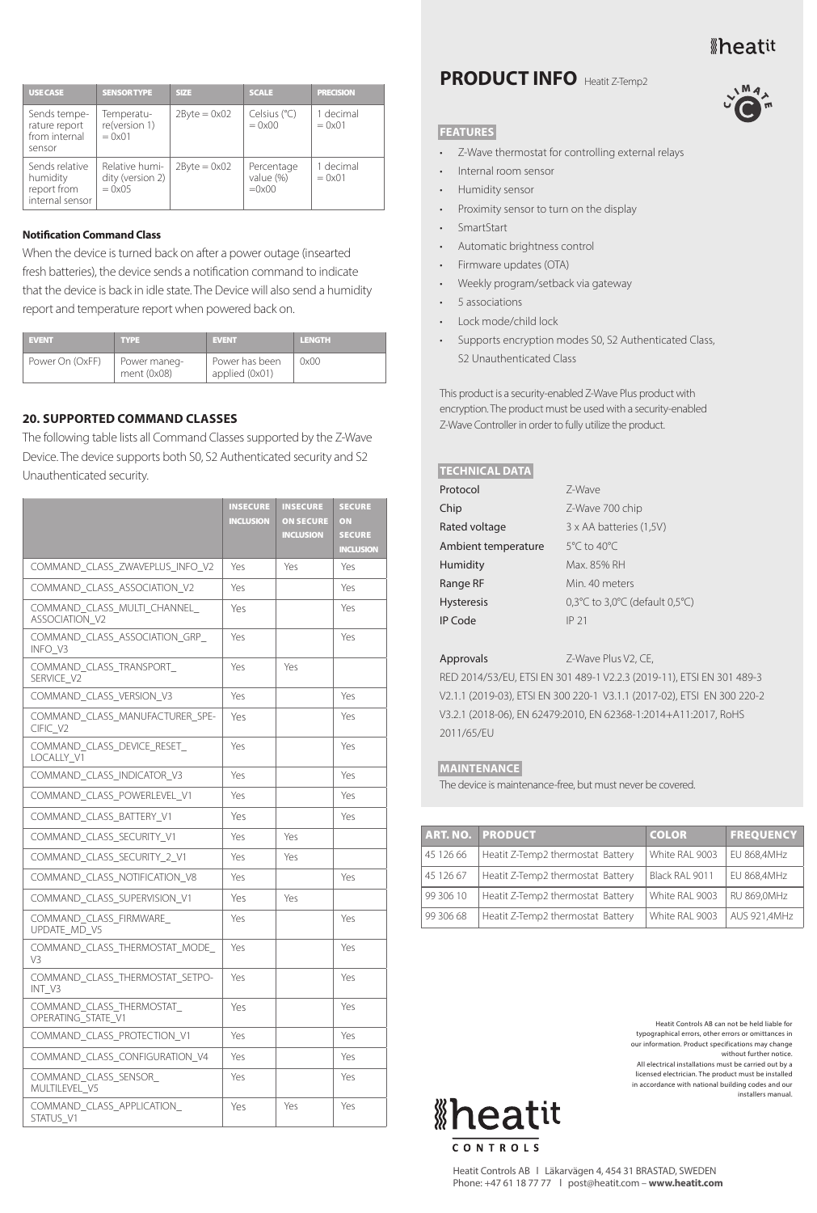| USE CASE | SENSOR TYPE | SIZE | SCALE | PRECISION |
|---|---|---|---|---|
| Sends temperature report from internal sensor | Temperature(version 1) = 0x01 | 2Byte = 0x02 | Celsius (°C) = 0x00 | 1 decimal = 0x01 |
| Sends relative humidity report from internal sensor | Relative humidity (version 2) = 0x05 | 2Byte = 0x02 | Percentage value (%) =0x00 | 1 decimal = 0x01 |

**Notification Command Class**

When the device is turned back on after a power outage (insearted fresh batteries), the device sends a notification command to indicate that the device is back in idle state. The Device will also send a humidity report and temperature report when powered back on.

| EVENT | TYPE | EVENT | LENGTH |
|---|---|---|---|
| Power On (OxFF) | Power manegment (0x08) | Power has been applied (0x01) | 0x00 |

### 20. SUPPORTED COMMAND CLASSES

The following table lists all Command Classes supported by the Z-Wave Device. The device supports both S0, S2 Authenticated security and S2 Unauthenticated security.

| | INSECURE INCLUSION | INSECURE ON SECURE INCLUSION | SECURE ON SECURE INCLUSION |
|---|---|---|---|
| COMMAND_CLASS_ZWAVEPLUS_INFO_V2 | Yes | Yes | Yes |
| COMMAND_CLASS_ASSOCIATION_V2 | Yes | | Yes |
| COMMAND_CLASS_MULTI_CHANNEL_ASSOCIATION_V2 | Yes | | Yes |
| COMMAND_CLASS_ASSOCIATION_GRP_INFO_V3 | Yes | | Yes |
| COMMAND_CLASS_TRANSPORT_SERVICE_V2 | Yes | Yes | |
| COMMAND_CLASS_VERSION_V3 | Yes | | Yes |
| COMMAND_CLASS_MANUFACTURER_SPECIFIC_V2 | Yes | | Yes |
| COMMAND_CLASS_DEVICE_RESET_LOCALLY_V1 | Yes | | Yes |
| COMMAND_CLASS_INDICATOR_V3 | Yes | | Yes |
| COMMAND_CLASS_POWERLEVEL_V1 | Yes | | Yes |
| COMMAND_CLASS_BATTERY_V1 | Yes | | Yes |
| COMMAND_CLASS_SECURITY_V1 | Yes | Yes | |
| COMMAND_CLASS_SECURITY_2_V1 | Yes | Yes | |
| COMMAND_CLASS_NOTIFICATION_V8 | Yes | | Yes |
| COMMAND_CLASS_SUPERVISION_V1 | Yes | Yes | |
| COMMAND_CLASS_FIRMWARE_UPDATE_MD_V5 | Yes | | Yes |
| COMMAND_CLASS_THERMOSTAT_MODE_V3 | Yes | | Yes |
| COMMAND_CLASS_THERMOSTAT_SETPOINT_V3 | Yes | | Yes |
| COMMAND_CLASS_THERMOSTAT_OPERATING_STATE_V1 | Yes | | Yes |
| COMMAND_CLASS_PROTECTION_V1 | Yes | | Yes |
| COMMAND_CLASS_CONFIGURATION_V4 | Yes | | Yes |
| COMMAND_CLASS_SENSOR_MULTILEVEL_V5 | Yes | | Yes |
| COMMAND_CLASS_APPLICATION_STATUS_V1 | Yes | Yes | Yes |

heatit

## PRODUCT INFO Heatit Z-Temp2

**FEATURES**

- Z-Wave thermostat for controlling external relays
- Internal room sensor
- Humidity sensor
- Proximity sensor to turn on the display
- SmartStart
- Automatic brightness control
- Firmware updates (OTA)
- Weekly program/setback via gateway
- 5 associations
- Lock mode/child lock
- Supports encryption modes S0, S2 Authenticated Class, S2 Unauthenticated Class

This product is a security-enabled Z-Wave Plus product with encryption. The product must be used with a security-enabled Z-Wave Controller in order to fully utilize the product.

**TECHNICAL DATA**

| | |
|---|---|
| Protocol | Z-Wave |
| Chip | Z-Wave 700 chip |
| Rated voltage | 3 x AA batteries (1,5V) |
| Ambient temperature | 5°C to 40°C |
| Humidity | Max. 85% RH |
| Range RF | Min. 40 meters |
| Hysteresis | 0,3°C to 3,0°C (default 0,5°C) |
| IP Code | IP 21 |

Approvals Z-Wave Plus V2, CE, RED 2014/53/EU, ETSI EN 301 489-1 V2.2.3 (2019-11), ETSI EN 301 489-3 V2.1.1 (2019-03), ETSI EN 300 220-1 V3.1.1 (2017-02), ETSI EN 300 220-2 V3.2.1 (2018-06), EN 62479:2010, EN 62368-1:2014+A11:2017, RoHS 2011/65/EU

**MAINTENANCE**

The device is maintenance-free, but must never be covered.

| ART. NO. | PRODUCT | COLOR | FREQUENCY |
|---|---|---|---|
| 45 126 66 | Heatit Z-Temp2 thermostat Battery | White RAL 9003 | EU 868,4MHz |
| 45 126 67 | Heatit Z-Temp2 thermostat Battery | Black RAL 9011 | EU 868,4MHz |
| 99 306 10 | Heatit Z-Temp2 thermostat Battery | White RAL 9003 | RU 869,0MHz |
| 99 306 68 | Heatit Z-Temp2 thermostat Battery | White RAL 9003 | AUS 921,4MHz |

Heatit Controls AB can not be held liable for typographical errors, other errors or omittances in our information. Product specifications may change without further notice.
All electrical installations must be carried out by a licensed electrician. The product must be installed in accordance with national building codes and our installers manual.

heatit CONTROLS

Heatit Controls AB I Läkarvägen 4, 454 31 BRASTAD, SWEDEN
Phone: +47 61 18 77 77 I post@heatit.com – **www.heatit.com**